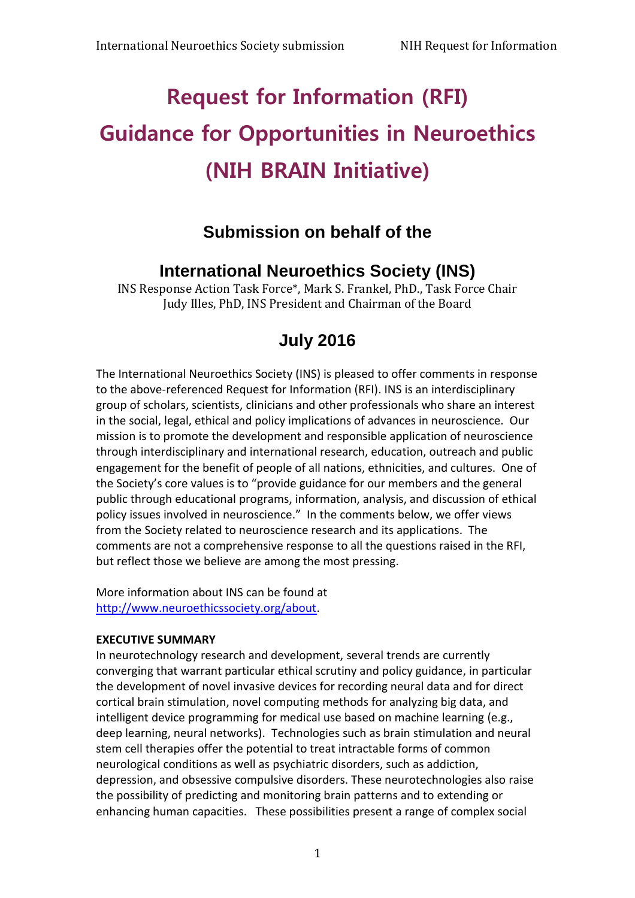# Request for Information (RFI) Guidance for Opportunities in Neuroethics (NIH BRAIN Initiative)

## Submission on behalf of the

## International Neuroethics Society (INS)

INS Response Action Task Force*, Mark S. Frankel, PhD., Task Force Chair
Judy Illes, PhD, INS President and Chairman of the Board

## July 2016

The International Neuroethics Society (INS) is pleased to offer comments in response to the above-referenced Request for Information (RFI). INS is an interdisciplinary group of scholars, scientists, clinicians and other professionals who share an interest in the social, legal, ethical and policy implications of advances in neuroscience. Our mission is to promote the development and responsible application of neuroscience through interdisciplinary and international research, education, outreach and public engagement for the benefit of people of all nations, ethnicities, and cultures. One of the Society's core values is to "provide guidance for our members and the general public through educational programs, information, analysis, and discussion of ethical policy issues involved in neuroscience." In the comments below, we offer views from the Society related to neuroscience research and its applications. The comments are not a comprehensive response to all the questions raised in the RFI, but reflect those we believe are among the most pressing.

More information about INS can be found at http://www.neuroethicssociety.org/about.

**EXECUTIVE SUMMARY**

In neurotechnology research and development, several trends are currently converging that warrant particular ethical scrutiny and policy guidance, in particular the development of novel invasive devices for recording neural data and for direct cortical brain stimulation, novel computing methods for analyzing big data, and intelligent device programming for medical use based on machine learning (e.g., deep learning, neural networks). Technologies such as brain stimulation and neural stem cell therapies offer the potential to treat intractable forms of common neurological conditions as well as psychiatric disorders, such as addiction, depression, and obsessive compulsive disorders. These neurotechnologies also raise the possibility of predicting and monitoring brain patterns and to extending or enhancing human capacities. These possibilities present a range of complex social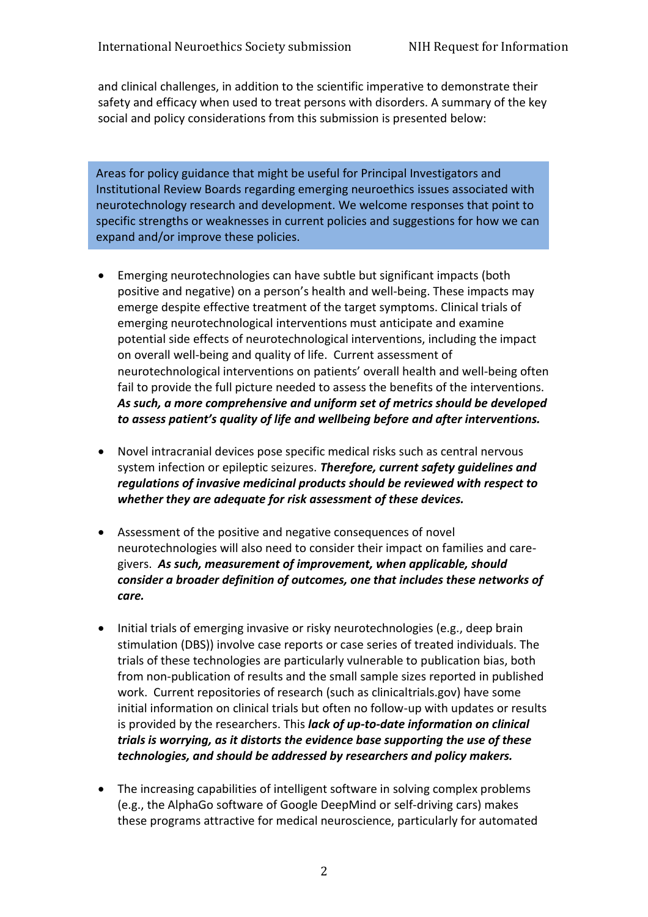and clinical challenges, in addition to the scientific imperative to demonstrate their safety and efficacy when used to treat persons with disorders. A summary of the key social and policy considerations from this submission is presented below:

> Areas for policy guidance that might be useful for Principal Investigators and Institutional Review Boards regarding emerging neuroethics issues associated with neurotechnology research and development. We welcome responses that point to specific strengths or weaknesses in current policies and suggestions for how we can expand and/or improve these policies.

- Emerging neurotechnologies can have subtle but significant impacts (both positive and negative) on a person's health and well-being. These impacts may emerge despite effective treatment of the target symptoms. Clinical trials of emerging neurotechnological interventions must anticipate and examine potential side effects of neurotechnological interventions, including the impact on overall well-being and quality of life. Current assessment of neurotechnological interventions on patients' overall health and well-being often fail to provide the full picture needed to assess the benefits of the interventions. ***As such, a more comprehensive and uniform set of metrics should be developed to assess patient's quality of life and wellbeing before and after interventions.***

- Novel intracranial devices pose specific medical risks such as central nervous system infection or epileptic seizures. ***Therefore, current safety guidelines and regulations of invasive medicinal products should be reviewed with respect to whether they are adequate for risk assessment of these devices.***

- Assessment of the positive and negative consequences of novel neurotechnologies will also need to consider their impact on families and care-givers. ***As such, measurement of improvement, when applicable, should consider a broader definition of outcomes, one that includes these networks of care.***

- Initial trials of emerging invasive or risky neurotechnologies (e.g., deep brain stimulation (DBS)) involve case reports or case series of treated individuals. The trials of these technologies are particularly vulnerable to publication bias, both from non-publication of results and the small sample sizes reported in published work. Current repositories of research (such as clinicaltrials.gov) have some initial information on clinical trials but often no follow-up with updates or results is provided by the researchers. This ***lack of up-to-date information on clinical trials is worrying, as it distorts the evidence base supporting the use of these technologies, and should be addressed by researchers and policy makers.***

- The increasing capabilities of intelligent software in solving complex problems (e.g., the AlphaGo software of Google DeepMind or self-driving cars) makes these programs attractive for medical neuroscience, particularly for automated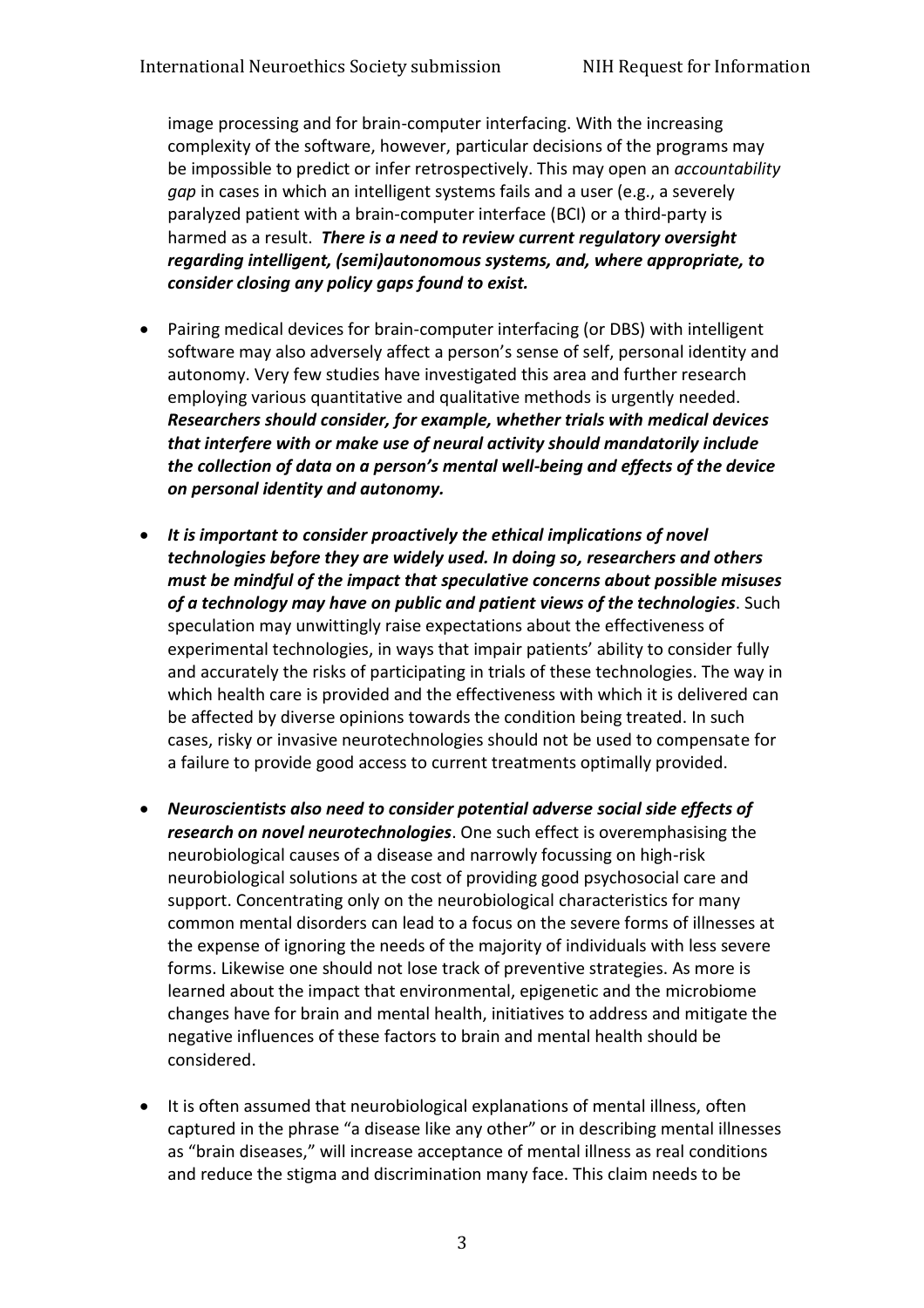image processing and for brain-computer interfacing. With the increasing complexity of the software, however, particular decisions of the programs may be impossible to predict or infer retrospectively. This may open an *accountability gap* in cases in which an intelligent systems fails and a user (e.g., a severely paralyzed patient with a brain-computer interface (BCI) or a third-party is harmed as a result. ***There is a need to review current regulatory oversight regarding intelligent, (semi)autonomous systems, and, where appropriate, to consider closing any policy gaps found to exist.***

- Pairing medical devices for brain-computer interfacing (or DBS) with intelligent software may also adversely affect a person's sense of self, personal identity and autonomy. Very few studies have investigated this area and further research employing various quantitative and qualitative methods is urgently needed. ***Researchers should consider, for example, whether trials with medical devices that interfere with or make use of neural activity should mandatorily include the collection of data on a person's mental well-being and effects of the device on personal identity and autonomy.***

- ***It is important to consider proactively the ethical implications of novel technologies before they are widely used. In doing so, researchers and others must be mindful of the impact that speculative concerns about possible misuses of a technology may have on public and patient views of the technologies***. Such speculation may unwittingly raise expectations about the effectiveness of experimental technologies, in ways that impair patients' ability to consider fully and accurately the risks of participating in trials of these technologies. The way in which health care is provided and the effectiveness with which it is delivered can be affected by diverse opinions towards the condition being treated. In such cases, risky or invasive neurotechnologies should not be used to compensate for a failure to provide good access to current treatments optimally provided.

- ***Neuroscientists also need to consider potential adverse social side effects of research on novel neurotechnologies***. One such effect is overemphasising the neurobiological causes of a disease and narrowly focussing on high-risk neurobiological solutions at the cost of providing good psychosocial care and support. Concentrating only on the neurobiological characteristics for many common mental disorders can lead to a focus on the severe forms of illnesses at the expense of ignoring the needs of the majority of individuals with less severe forms. Likewise one should not lose track of preventive strategies. As more is learned about the impact that environmental, epigenetic and the microbiome changes have for brain and mental health, initiatives to address and mitigate the negative influences of these factors to brain and mental health should be considered.

- It is often assumed that neurobiological explanations of mental illness, often captured in the phrase "a disease like any other" or in describing mental illnesses as "brain diseases," will increase acceptance of mental illness as real conditions and reduce the stigma and discrimination many face. This claim needs to be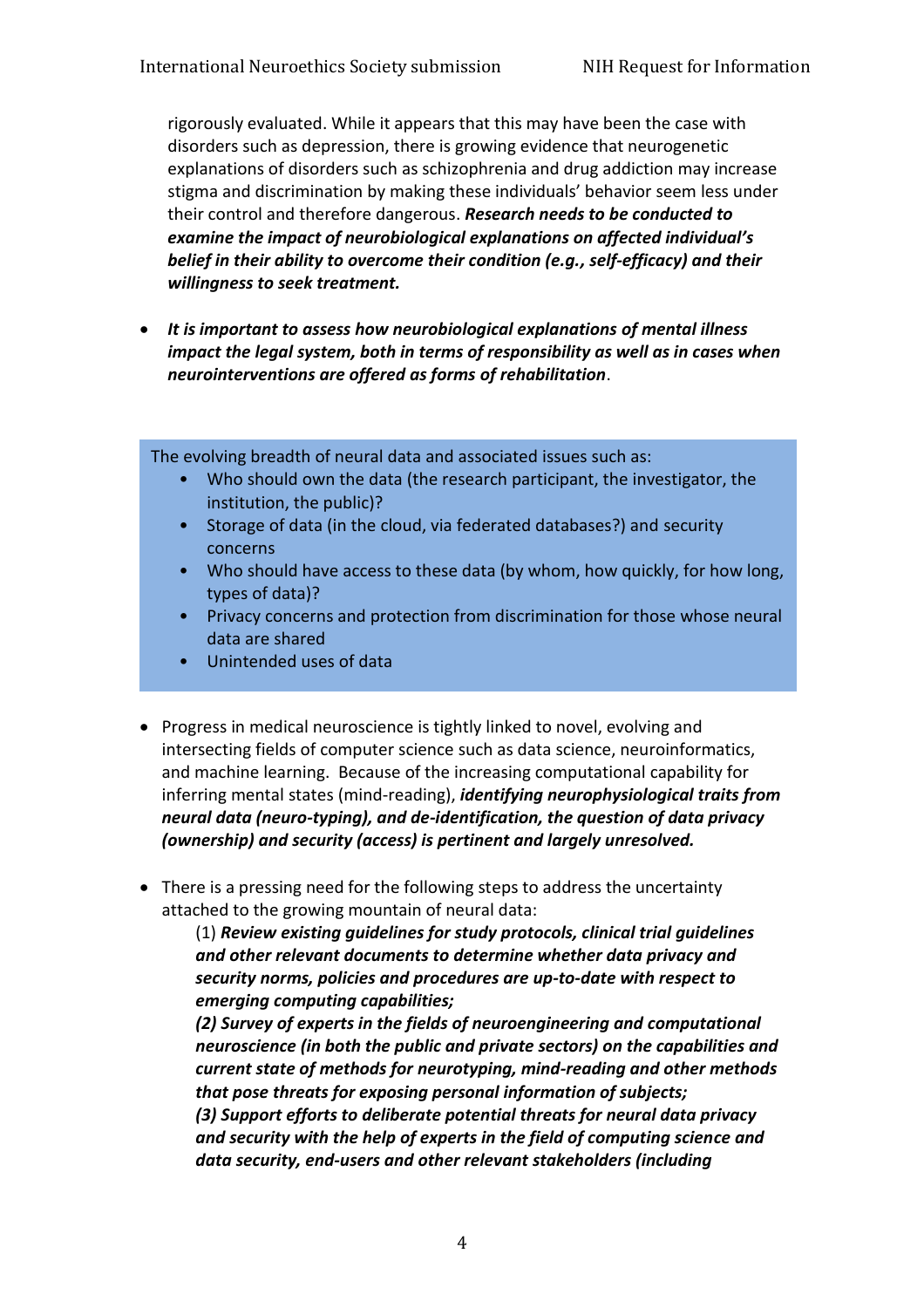rigorously evaluated. While it appears that this may have been the case with disorders such as depression, there is growing evidence that neurogenetic explanations of disorders such as schizophrenia and drug addiction may increase stigma and discrimination by making these individuals' behavior seem less under their control and therefore dangerous. ***Research needs to be conducted to examine the impact of neurobiological explanations on affected individual's belief in their ability to overcome their condition (e.g., self-efficacy) and their willingness to seek treatment.***

- ***It is important to assess how neurobiological explanations of mental illness impact the legal system, both in terms of responsibility as well as in cases when neurointerventions are offered as forms of rehabilitation***.

The evolving breadth of neural data and associated issues such as:

- Who should own the data (the research participant, the investigator, the institution, the public)?
- Storage of data (in the cloud, via federated databases?) and security concerns
- Who should have access to these data (by whom, how quickly, for how long, types of data)?
- Privacy concerns and protection from discrimination for those whose neural data are shared
- Unintended uses of data

- Progress in medical neuroscience is tightly linked to novel, evolving and intersecting fields of computer science such as data science, neuroinformatics, and machine learning. Because of the increasing computational capability for inferring mental states (mind-reading), ***identifying neurophysiological traits from neural data (neuro-typing), and de-identification, the question of data privacy (ownership) and security (access) is pertinent and largely unresolved.***

- There is a pressing need for the following steps to address the uncertainty attached to the growing mountain of neural data:

  (1) ***Review existing guidelines for study protocols, clinical trial guidelines and other relevant documents to determine whether data privacy and security norms, policies and procedures are up-to-date with respect to emerging computing capabilities;***

  ***(2) Survey of experts in the fields of neuroengineering and computational neuroscience (in both the public and private sectors) on the capabilities and current state of methods for neurotyping, mind-reading and other methods that pose threats for exposing personal information of subjects;***

  ***(3) Support efforts to deliberate potential threats for neural data privacy and security with the help of experts in the field of computing science and data security, end-users and other relevant stakeholders (including***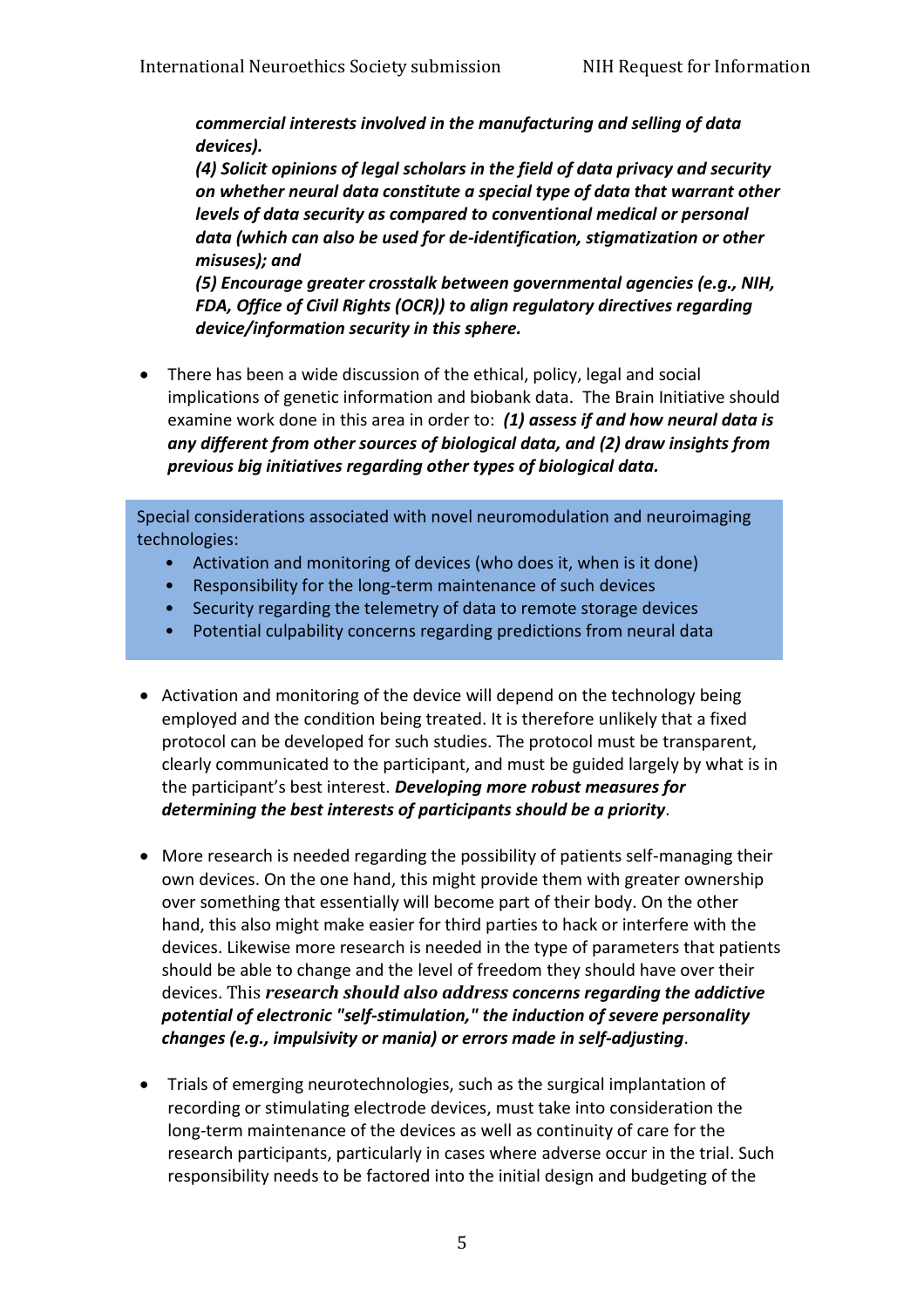***commercial interests involved in the manufacturing and selling of data devices).***
***(4) Solicit opinions of legal scholars in the field of data privacy and security on whether neural data constitute a special type of data that warrant other levels of data security as compared to conventional medical or personal data (which can also be used for de-identification, stigmatization or other misuses); and***
***(5) Encourage greater crosstalk between governmental agencies (e.g., NIH, FDA, Office of Civil Rights (OCR)) to align regulatory directives regarding device/information security in this sphere.***

- There has been a wide discussion of the ethical, policy, legal and social implications of genetic information and biobank data. The Brain Initiative should examine work done in this area in order to: ***(1) assess if and how neural data is any different from other sources of biological data, and (2) draw insights from previous big initiatives regarding other types of biological data.***

Special considerations associated with novel neuromodulation and neuroimaging technologies:

- Activation and monitoring of devices (who does it, when is it done)
- Responsibility for the long-term maintenance of such devices
- Security regarding the telemetry of data to remote storage devices
- Potential culpability concerns regarding predictions from neural data

- Activation and monitoring of the device will depend on the technology being employed and the condition being treated. It is therefore unlikely that a fixed protocol can be developed for such studies. The protocol must be transparent, clearly communicated to the participant, and must be guided largely by what is in the participant's best interest. ***Developing more robust measures for determining the best interests of participants should be a priority***.

- More research is needed regarding the possibility of patients self-managing their own devices. On the one hand, this might provide them with greater ownership over something that essentially will become part of their body. On the other hand, this also might make easier for third parties to hack or interfere with the devices. Likewise more research is needed in the type of parameters that patients should be able to change and the level of freedom they should have over their devices. This ***research should also address concerns regarding the addictive potential of electronic "self-stimulation," the induction of severe personality changes (e.g., impulsivity or mania) or errors made in self-adjusting***.

- Trials of emerging neurotechnologies, such as the surgical implantation of recording or stimulating electrode devices, must take into consideration the long-term maintenance of the devices as well as continuity of care for the research participants, particularly in cases where adverse occur in the trial. Such responsibility needs to be factored into the initial design and budgeting of the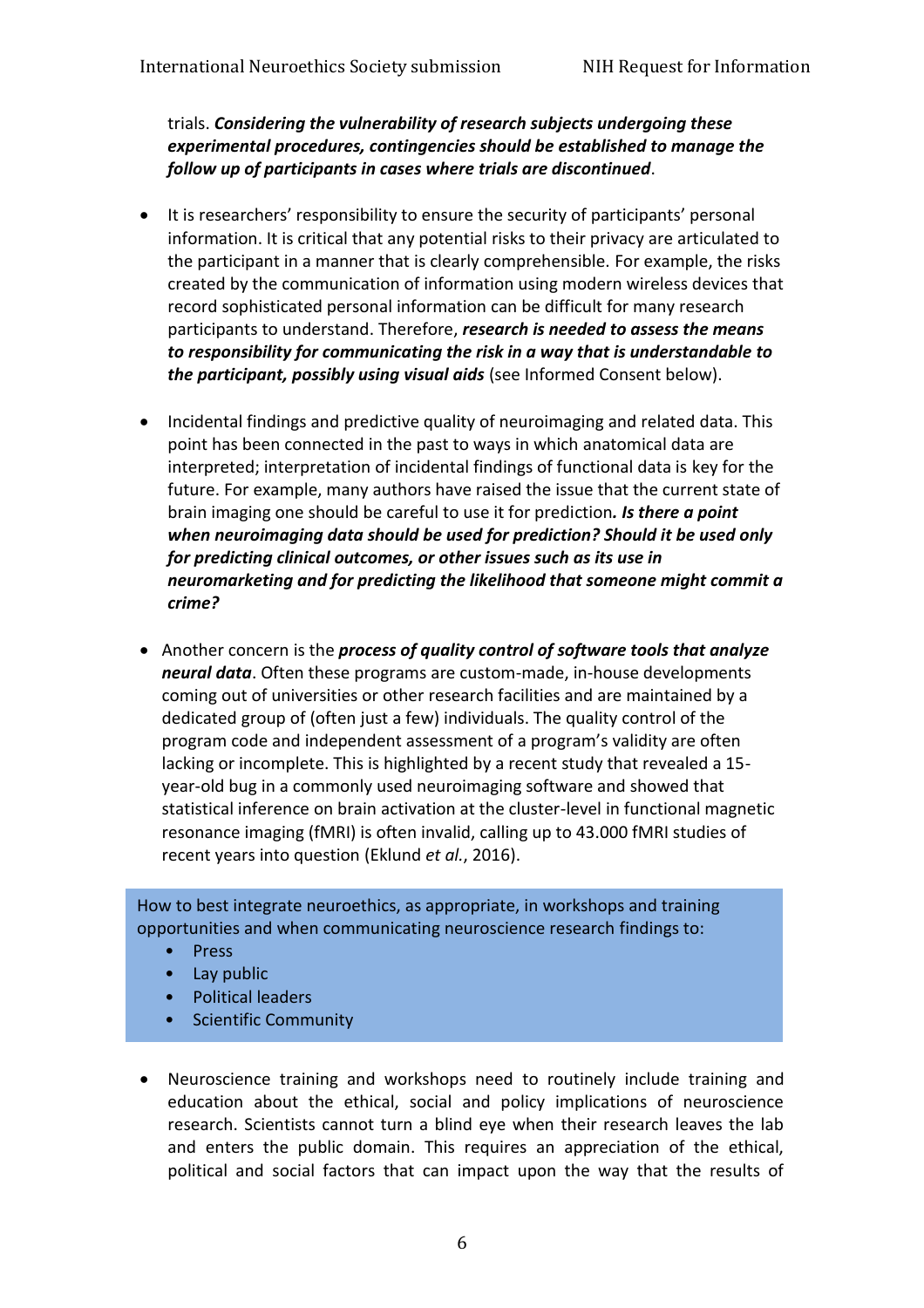trials. ***Considering the vulnerability of research subjects undergoing these experimental procedures, contingencies should be established to manage the follow up of participants in cases where trials are discontinued***.

- It is researchers' responsibility to ensure the security of participants' personal information. It is critical that any potential risks to their privacy are articulated to the participant in a manner that is clearly comprehensible. For example, the risks created by the communication of information using modern wireless devices that record sophisticated personal information can be difficult for many research participants to understand. Therefore, ***research is needed to assess the means to responsibility for communicating the risk in a way that is understandable to the participant, possibly using visual aids*** (see Informed Consent below).

- Incidental findings and predictive quality of neuroimaging and related data. This point has been connected in the past to ways in which anatomical data are interpreted; interpretation of incidental findings of functional data is key for the future. For example, many authors have raised the issue that the current state of brain imaging one should be careful to use it for prediction***. Is there a point when neuroimaging data should be used for prediction? Should it be used only for predicting clinical outcomes, or other issues such as its use in neuromarketing and for predicting the likelihood that someone might commit a crime?***

- Another concern is the ***process of quality control of software tools that analyze neural data***. Often these programs are custom-made, in-house developments coming out of universities or other research facilities and are maintained by a dedicated group of (often just a few) individuals. The quality control of the program code and independent assessment of a program's validity are often lacking or incomplete. This is highlighted by a recent study that revealed a 15-year-old bug in a commonly used neuroimaging software and showed that statistical inference on brain activation at the cluster-level in functional magnetic resonance imaging (fMRI) is often invalid, calling up to 43.000 fMRI studies of recent years into question (Eklund *et al.*, 2016).

How to best integrate neuroethics, as appropriate, in workshops and training opportunities and when communicating neuroscience research findings to:

- Press
- Lay public
- Political leaders
- Scientific Community

- Neuroscience training and workshops need to routinely include training and education about the ethical, social and policy implications of neuroscience research. Scientists cannot turn a blind eye when their research leaves the lab and enters the public domain. This requires an appreciation of the ethical, political and social factors that can impact upon the way that the results of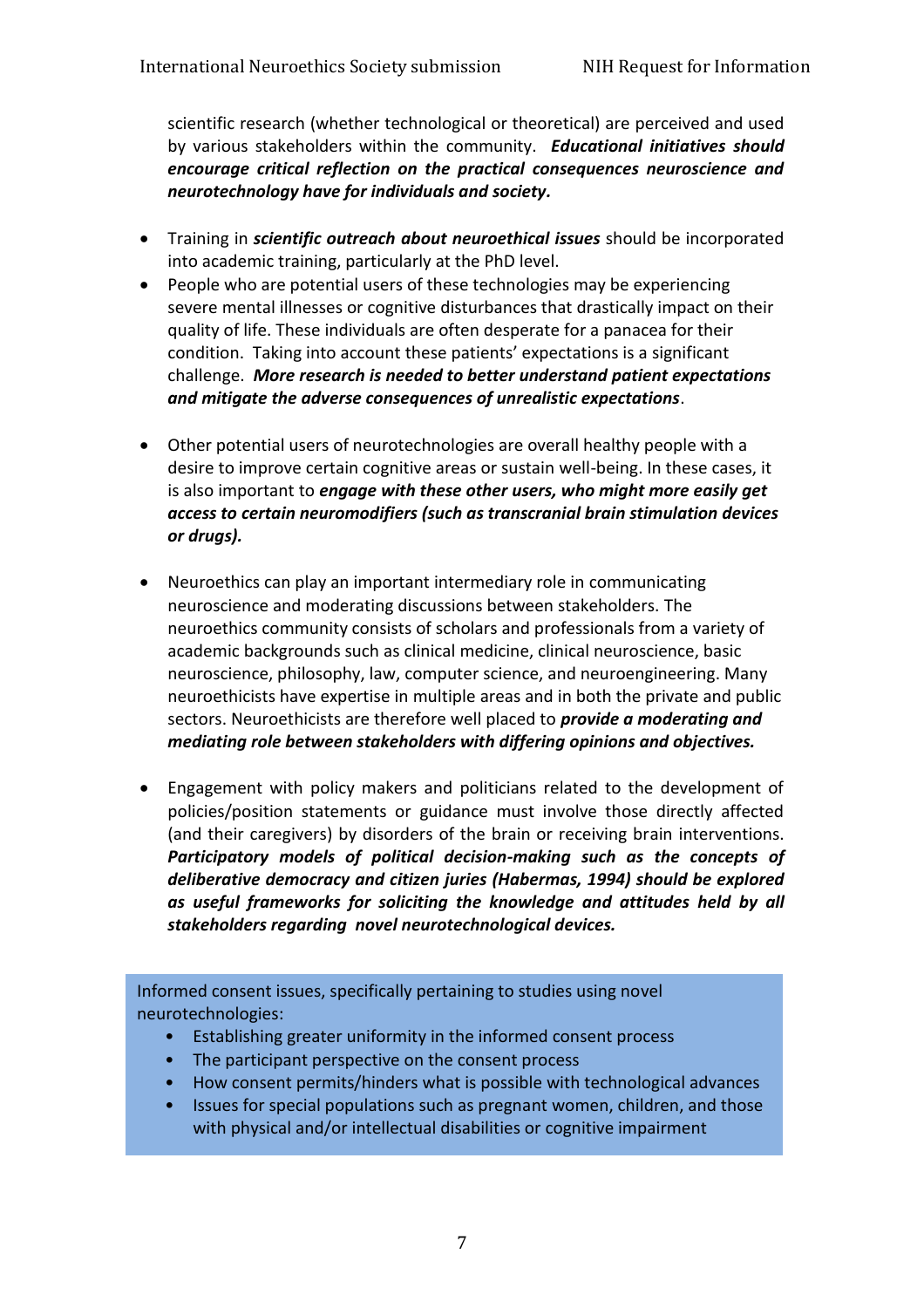scientific research (whether technological or theoretical) are perceived and used by various stakeholders within the community. ***Educational initiatives should encourage critical reflection on the practical consequences neuroscience and neurotechnology have for individuals and society.***

- Training in ***scientific outreach about neuroethical issues*** should be incorporated into academic training, particularly at the PhD level.
- People who are potential users of these technologies may be experiencing severe mental illnesses or cognitive disturbances that drastically impact on their quality of life. These individuals are often desperate for a panacea for their condition. Taking into account these patients' expectations is a significant challenge. ***More research is needed to better understand patient expectations and mitigate the adverse consequences of unrealistic expectations***.
- Other potential users of neurotechnologies are overall healthy people with a desire to improve certain cognitive areas or sustain well-being. In these cases, it is also important to ***engage with these other users, who might more easily get access to certain neuromodifiers (such as transcranial brain stimulation devices or drugs).***
- Neuroethics can play an important intermediary role in communicating neuroscience and moderating discussions between stakeholders. The neuroethics community consists of scholars and professionals from a variety of academic backgrounds such as clinical medicine, clinical neuroscience, basic neuroscience, philosophy, law, computer science, and neuroengineering. Many neuroethicists have expertise in multiple areas and in both the private and public sectors. Neuroethicists are therefore well placed to ***provide a moderating and mediating role between stakeholders with differing opinions and objectives.***
- Engagement with policy makers and politicians related to the development of policies/position statements or guidance must involve those directly affected (and their caregivers) by disorders of the brain or receiving brain interventions. ***Participatory models of political decision-making such as the concepts of deliberative democracy and citizen juries (Habermas, 1994) should be explored as useful frameworks for soliciting the knowledge and attitudes held by all stakeholders regarding novel neurotechnological devices.***

Informed consent issues, specifically pertaining to studies using novel neurotechnologies:

- Establishing greater uniformity in the informed consent process
- The participant perspective on the consent process
- How consent permits/hinders what is possible with technological advances
- Issues for special populations such as pregnant women, children, and those with physical and/or intellectual disabilities or cognitive impairment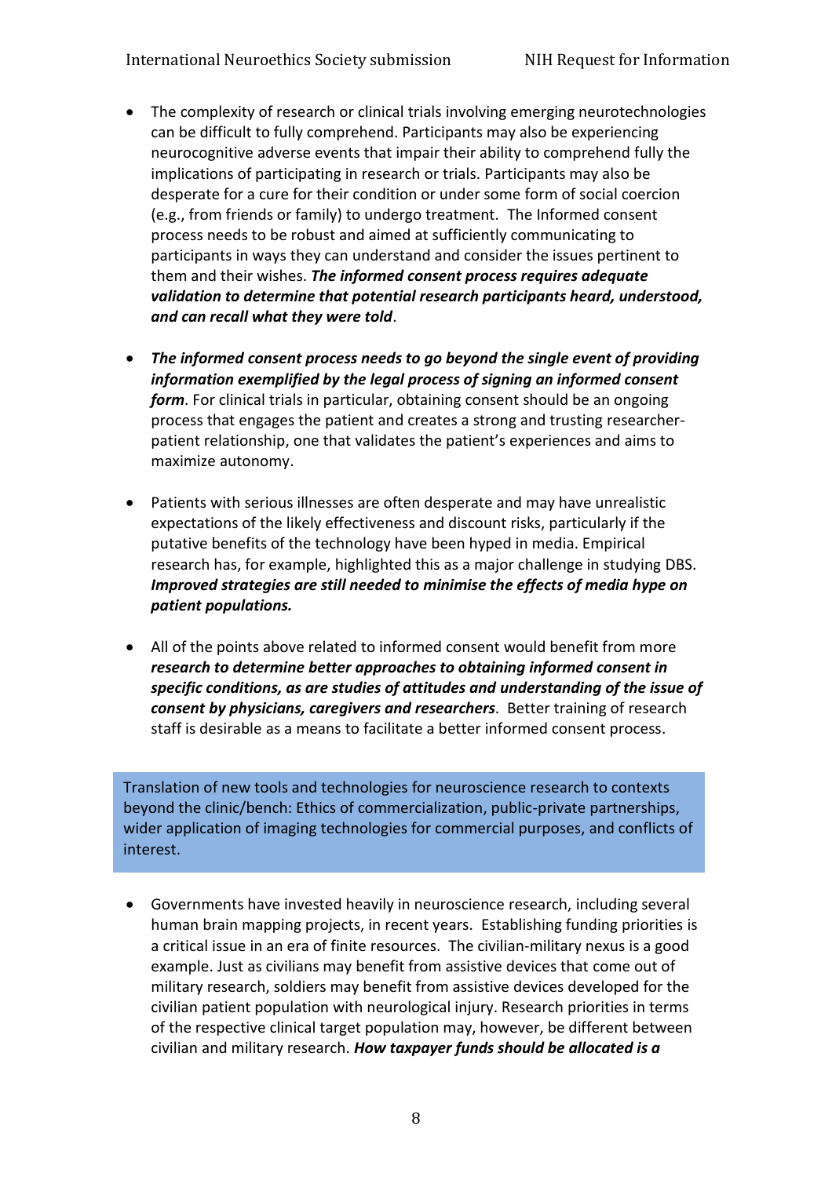- The complexity of research or clinical trials involving emerging neurotechnologies can be difficult to fully comprehend. Participants may also be experiencing neurocognitive adverse events that impair their ability to comprehend fully the implications of participating in research or trials. Participants may also be desperate for a cure for their condition or under some form of social coercion (e.g., from friends or family) to undergo treatment. The Informed consent process needs to be robust and aimed at sufficiently communicating to participants in ways they can understand and consider the issues pertinent to them and their wishes. ***The informed consent process requires adequate validation to determine that potential research participants heard, understood, and can recall what they were told***.

- ***The informed consent process needs to go beyond the single event of providing information exemplified by the legal process of signing an informed consent form***. For clinical trials in particular, obtaining consent should be an ongoing process that engages the patient and creates a strong and trusting researcher-patient relationship, one that validates the patient's experiences and aims to maximize autonomy.

- Patients with serious illnesses are often desperate and may have unrealistic expectations of the likely effectiveness and discount risks, particularly if the putative benefits of the technology have been hyped in media. Empirical research has, for example, highlighted this as a major challenge in studying DBS. ***Improved strategies are still needed to minimise the effects of media hype on patient populations.***

- All of the points above related to informed consent would benefit from more ***research to determine better approaches to obtaining informed consent in specific conditions, as are studies of attitudes and understanding of the issue of consent by physicians, caregivers and researchers***. Better training of research staff is desirable as a means to facilitate a better informed consent process.

## Translation of new tools and technologies for neuroscience research to contexts beyond the clinic/bench: Ethics of commercialization, public-private partnerships, wider application of imaging technologies for commercial purposes, and conflicts of interest.

- Governments have invested heavily in neuroscience research, including several human brain mapping projects, in recent years. Establishing funding priorities is a critical issue in an era of finite resources. The civilian-military nexus is a good example. Just as civilians may benefit from assistive devices that come out of military research, soldiers may benefit from assistive devices developed for the civilian patient population with neurological injury. Research priorities in terms of the respective clinical target population may, however, be different between civilian and military research. ***How taxpayer funds should be allocated is a***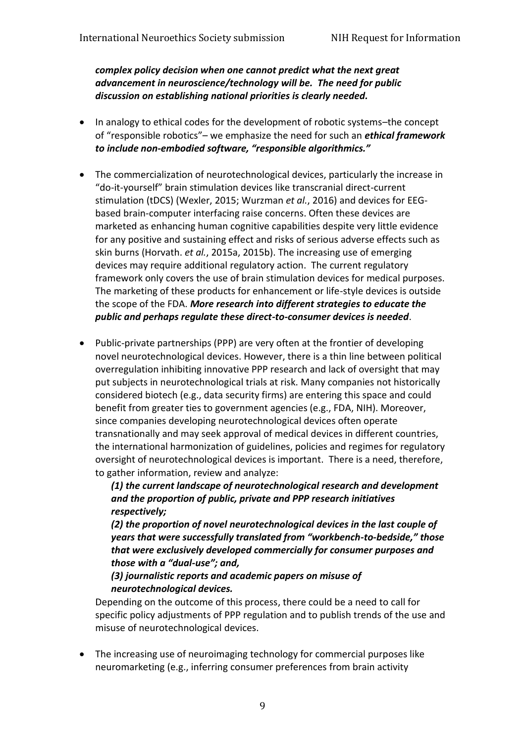***complex policy decision when one cannot predict what the next great advancement in neuroscience/technology will be. The need for public discussion on establishing national priorities is clearly needed.***

- In analogy to ethical codes for the development of robotic systems–the concept of "responsible robotics"– we emphasize the need for such an ***ethical framework to include non-embodied software, "responsible algorithmics."***

- The commercialization of neurotechnological devices, particularly the increase in "do-it-yourself" brain stimulation devices like transcranial direct-current stimulation (tDCS) (Wexler, 2015; Wurzman *et al.*, 2016) and devices for EEG-based brain-computer interfacing raise concerns. Often these devices are marketed as enhancing human cognitive capabilities despite very little evidence for any positive and sustaining effect and risks of serious adverse effects such as skin burns (Horvath. *et al.*, 2015a, 2015b). The increasing use of emerging devices may require additional regulatory action. The current regulatory framework only covers the use of brain stimulation devices for medical purposes. The marketing of these products for enhancement or life-style devices is outside the scope of the FDA. ***More research into different strategies to educate the public and perhaps regulate these direct-to-consumer devices is needed***.

- Public-private partnerships (PPP) are very often at the frontier of developing novel neurotechnological devices. However, there is a thin line between political overregulation inhibiting innovative PPP research and lack of oversight that may put subjects in neurotechnological trials at risk. Many companies not historically considered biotech (e.g., data security firms) are entering this space and could benefit from greater ties to government agencies (e.g., FDA, NIH). Moreover, since companies developing neurotechnological devices often operate transnationally and may seek approval of medical devices in different countries, the international harmonization of guidelines, policies and regimes for regulatory oversight of neurotechnological devices is important. There is a need, therefore, to gather information, review and analyze:
  ***(1) the current landscape of neurotechnological research and development and the proportion of public, private and PPP research initiatives respectively;***
  ***(2) the proportion of novel neurotechnological devices in the last couple of years that were successfully translated from "workbench-to-bedside," those that were exclusively developed commercially for consumer purposes and those with a "dual-use"; and,***
  ***(3) journalistic reports and academic papers on misuse of neurotechnological devices.***
  Depending on the outcome of this process, there could be a need to call for specific policy adjustments of PPP regulation and to publish trends of the use and misuse of neurotechnological devices.

- The increasing use of neuroimaging technology for commercial purposes like neuromarketing (e.g., inferring consumer preferences from brain activity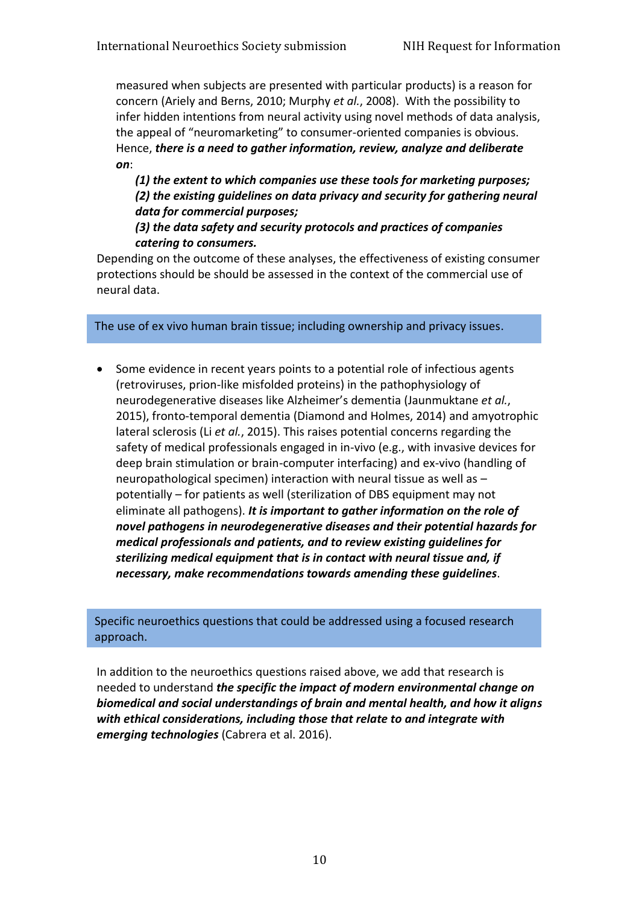measured when subjects are presented with particular products) is a reason for concern (Ariely and Berns, 2010; Murphy *et al.*, 2008). With the possibility to infer hidden intentions from neural activity using novel methods of data analysis, the appeal of "neuromarketing" to consumer-oriented companies is obvious. Hence, ***there is a need to gather information, review, analyze and deliberate on***:

***(1) the extent to which companies use these tools for marketing purposes;***
***(2) the existing guidelines on data privacy and security for gathering neural data for commercial purposes;***
***(3) the data safety and security protocols and practices of companies catering to consumers.***

Depending on the outcome of these analyses, the effectiveness of existing consumer protections should be should be assessed in the context of the commercial use of neural data.

## The use of ex vivo human brain tissue; including ownership and privacy issues.

- Some evidence in recent years points to a potential role of infectious agents (retroviruses, prion-like misfolded proteins) in the pathophysiology of neurodegenerative diseases like Alzheimer's dementia (Jaunmuktane *et al.*, 2015), fronto-temporal dementia (Diamond and Holmes, 2014) and amyotrophic lateral sclerosis (Li *et al.*, 2015). This raises potential concerns regarding the safety of medical professionals engaged in in-vivo (e.g., with invasive devices for deep brain stimulation or brain-computer interfacing) and ex-vivo (handling of neuropathological specimen) interaction with neural tissue as well as – potentially – for patients as well (sterilization of DBS equipment may not eliminate all pathogens). ***It is important to gather information on the role of novel pathogens in neurodegenerative diseases and their potential hazards for medical professionals and patients, and to review existing guidelines for sterilizing medical equipment that is in contact with neural tissue and, if necessary, make recommendations towards amending these guidelines***.

## Specific neuroethics questions that could be addressed using a focused research approach.

In addition to the neuroethics questions raised above, we add that research is needed to understand ***the specific the impact of modern environmental change on biomedical and social understandings of brain and mental health, and how it aligns with ethical considerations, including those that relate to and integrate with emerging technologies*** (Cabrera et al. 2016).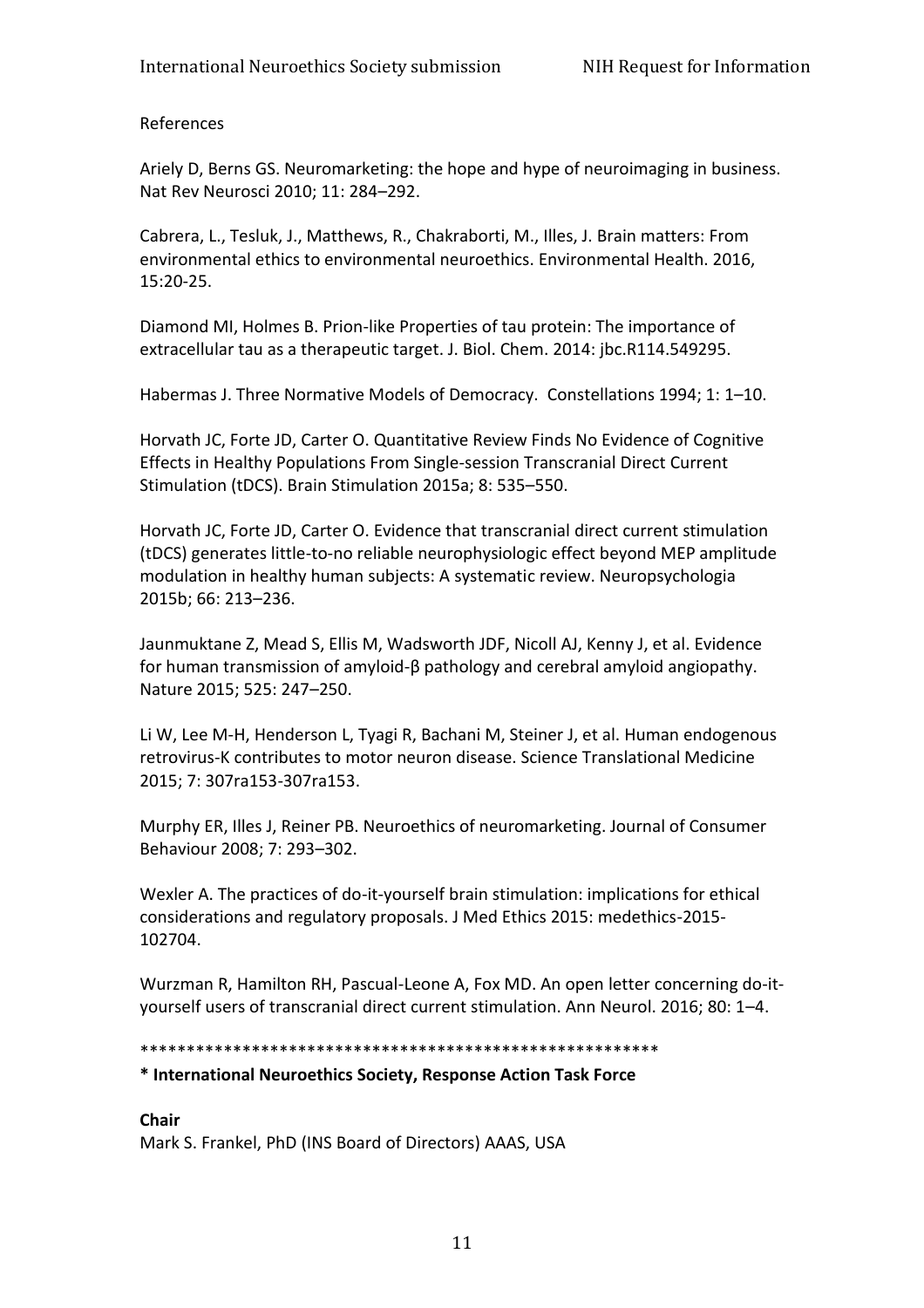References

Ariely D, Berns GS. Neuromarketing: the hope and hype of neuroimaging in business. Nat Rev Neurosci 2010; 11: 284–292.

Cabrera, L., Tesluk, J., Matthews, R., Chakraborti, M., Illes, J. Brain matters: From environmental ethics to environmental neuroethics. Environmental Health. 2016, 15:20-25.

Diamond MI, Holmes B. Prion-like Properties of tau protein: The importance of extracellular tau as a therapeutic target. J. Biol. Chem. 2014: jbc.R114.549295.

Habermas J. Three Normative Models of Democracy. Constellations 1994; 1: 1–10.

Horvath JC, Forte JD, Carter O. Quantitative Review Finds No Evidence of Cognitive Effects in Healthy Populations From Single-session Transcranial Direct Current Stimulation (tDCS). Brain Stimulation 2015a; 8: 535–550.

Horvath JC, Forte JD, Carter O. Evidence that transcranial direct current stimulation (tDCS) generates little-to-no reliable neurophysiologic effect beyond MEP amplitude modulation in healthy human subjects: A systematic review. Neuropsychologia 2015b; 66: 213–236.

Jaunmuktane Z, Mead S, Ellis M, Wadsworth JDF, Nicoll AJ, Kenny J, et al. Evidence for human transmission of amyloid-β pathology and cerebral amyloid angiopathy. Nature 2015; 525: 247–250.

Li W, Lee M-H, Henderson L, Tyagi R, Bachani M, Steiner J, et al. Human endogenous retrovirus-K contributes to motor neuron disease. Science Translational Medicine 2015; 7: 307ra153-307ra153.

Murphy ER, Illes J, Reiner PB. Neuroethics of neuromarketing. Journal of Consumer Behaviour 2008; 7: 293–302.

Wexler A. The practices of do-it-yourself brain stimulation: implications for ethical considerations and regulatory proposals. J Med Ethics 2015: medethics-2015-102704.

Wurzman R, Hamilton RH, Pascual-Leone A, Fox MD. An open letter concerning do-it-yourself users of transcranial direct current stimulation. Ann Neurol. 2016; 80: 1–4.

**********************************************************

**\* International Neuroethics Society, Response Action Task Force**

**Chair**

Mark S. Frankel, PhD (INS Board of Directors) AAAS, USA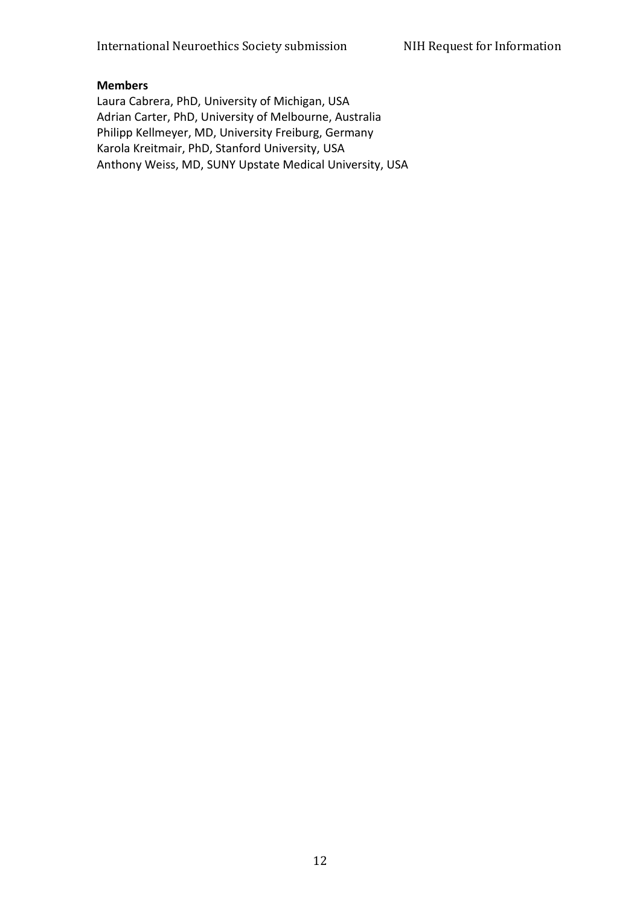**Members**

Laura Cabrera, PhD, University of Michigan, USA
Adrian Carter, PhD, University of Melbourne, Australia
Philipp Kellmeyer, MD, University Freiburg, Germany
Karola Kreitmair, PhD, Stanford University, USA
Anthony Weiss, MD, SUNY Upstate Medical University, USA